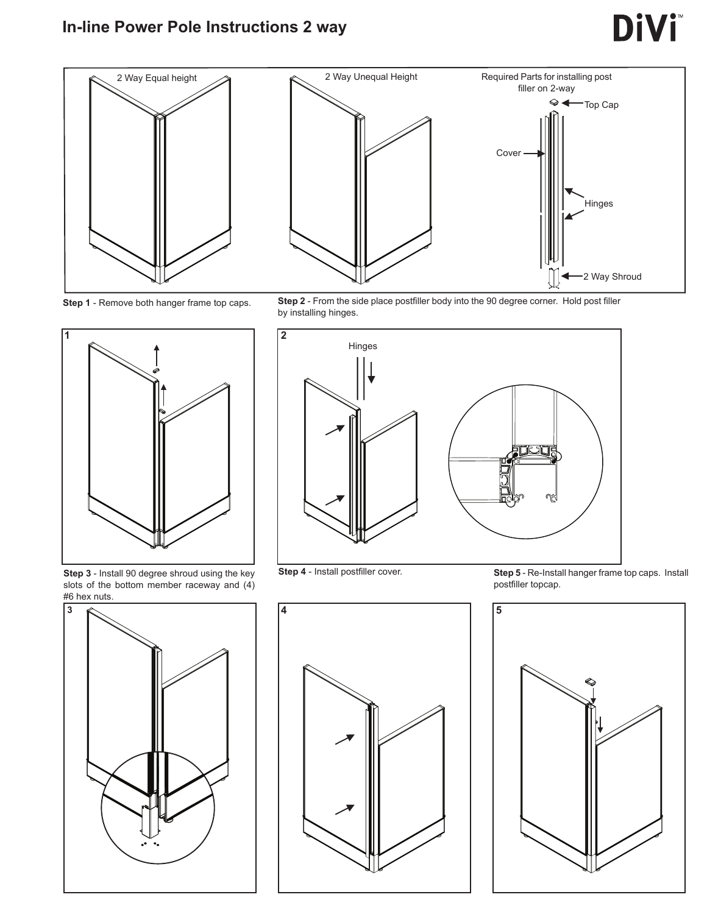# In-line Power Pole Instructions 2 way

DiVi™

2 Way Equal height

2 Way Unequal Height

Required Parts for installing post filler on 2-way

- Top Cap
- Cover
- Hinges
- 2 Way Shroud

**Step 1** - Remove both hanger frame top caps.

**Step 2** - From the side place postfiller body into the 90 degree corner. Hold post filler by installing hinges.

Hinges

**Step 3** - Install 90 degree shroud using the key slots of the bottom member raceway and (4) #6 hex nuts.

**Step 4** - Install postfiller cover.

**Step 5** - Re-Install hanger frame top caps. Install postfiller topcap.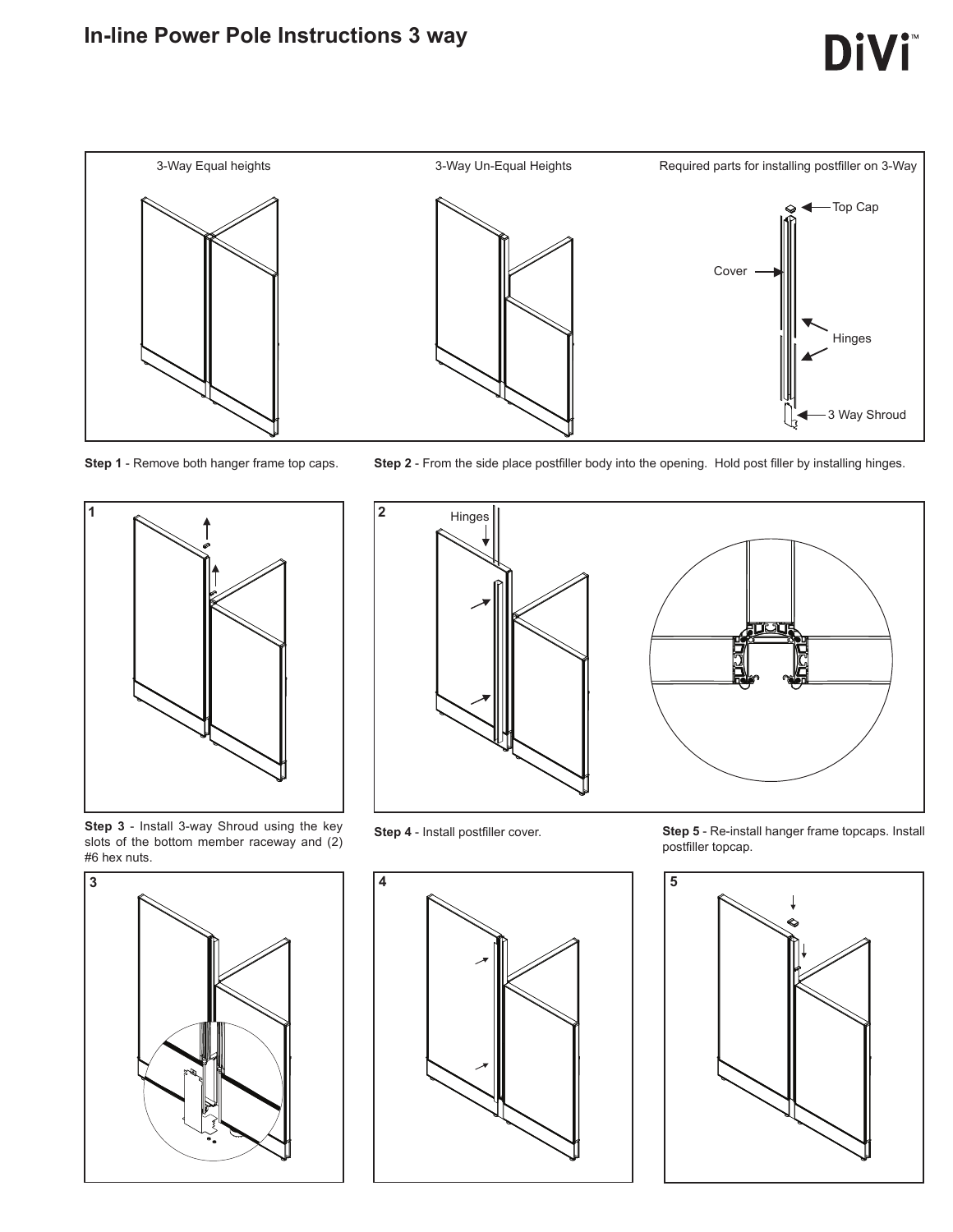# In-line Power Pole Instructions 3 way

DiVi™

3-Way Equal heights

3-Way Un-Equal Heights

Required parts for installing postfiller on 3-Way

Top Cap

Cover

Hinges

3 Way Shroud

**Step 1** - Remove both hanger frame top caps.

**Step 2** - From the side place postfiller body into the opening. Hold post filler by installing hinges.

1

2

Hinges

**Step 3** - Install 3-way Shroud using the key slots of the bottom member raceway and (2) #6 hex nuts.

**Step 4** - Install postfiller cover.

**Step 5** - Re-install hanger frame topcaps. Install postfiller topcap.

3

4

5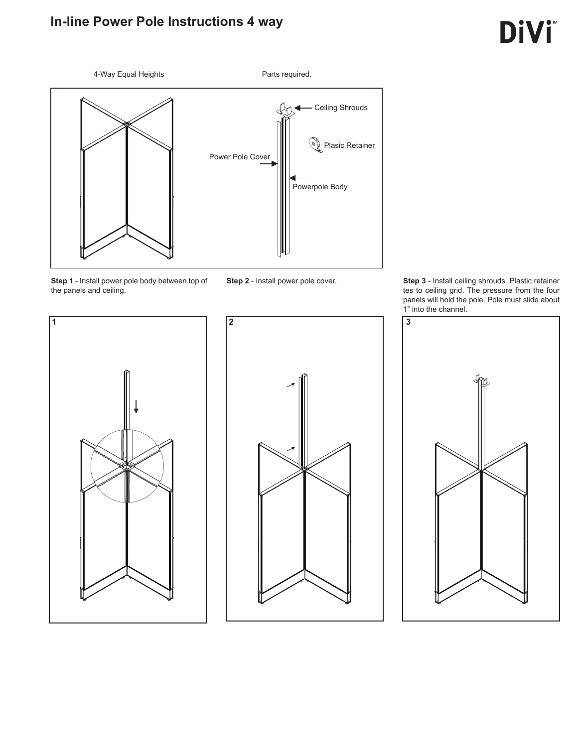# In-line Power Pole Instructions 4 way

DiVi™

4-Way Equal Heights

Parts required.

Ceiling Shrouds

Plasic Retainer

Power Pole Cover

Powerpole Body

**Step 1** - Install power pole body between top of the panels and ceiling.

**Step 2** - Install power pole cover.

**Step 3** - Install ceiling shrouds. Plastic retainer tes to ceiling grid. The pressure from the four panels will hold the pole. Pole must slide about 1" into the channel.

1

2

3